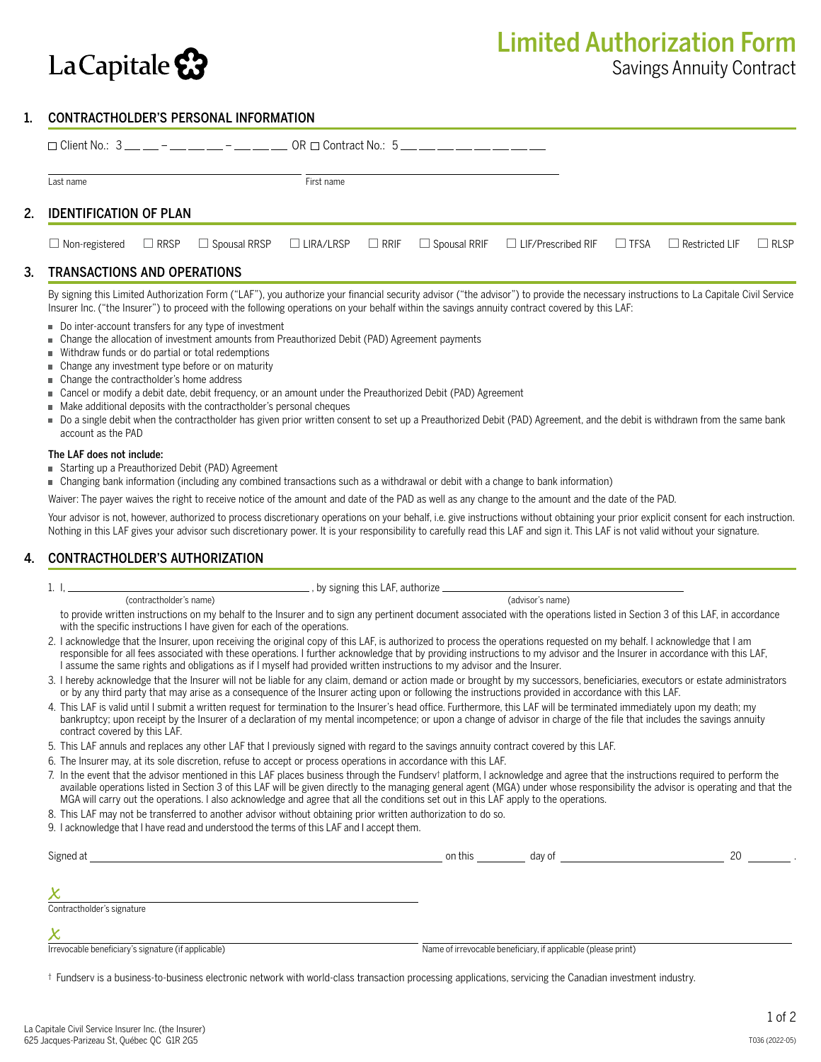La Capitale

# Limited Authorization Form

Savings Annuity Contract

## 1. CONTRACTHOLDER'S PERSONAL INFORMATION

☐ Client No.: 3 __ __ – __ __ __ – __ __ __ OR ☐ Contract No.: 5 __ __ __ __ __ __ __ __

Last name ____________________ First name ____________________

## 2. IDENTIFICATION OF PLAN

☐ Non-registered ☐ RRSP ☐ Spousal RRSP ☐ LIRA/LRSP ☐ RRIF ☐ Spousal RRIF ☐ LIF/Prescribed RIF ☐ TFSA ☐ Restricted LIF ☐ RLSP

## 3. TRANSACTIONS AND OPERATIONS

By signing this Limited Authorization Form ("LAF"), you authorize your financial security advisor ("the advisor") to provide the necessary instructions to La Capitale Civil Service Insurer Inc. ("the Insurer") to proceed with the following operations on your behalf within the savings annuity contract covered by this LAF:

- Do inter-account transfers for any type of investment
- Change the allocation of investment amounts from Preauthorized Debit (PAD) Agreement payments
- Withdraw funds or do partial or total redemptions
- Change any investment type before or on maturity
- Change the contractholder's home address
- Cancel or modify a debit date, debit frequency, or an amount under the Preauthorized Debit (PAD) Agreement
- Make additional deposits with the contractholder's personal cheques
- Do a single debit when the contractholder has given prior written consent to set up a Preauthorized Debit (PAD) Agreement, and the debit is withdrawn from the same bank account as the PAD

**The LAF does not include:**

- Starting up a Preauthorized Debit (PAD) Agreement
- Changing bank information (including any combined transactions such as a withdrawal or debit with a change to bank information)

Waiver: The payer waives the right to receive notice of the amount and date of the PAD as well as any change to the amount and the date of the PAD.

Your advisor is not, however, authorized to process discretionary operations on your behalf, i.e. give instructions without obtaining your prior explicit consent for each instruction. Nothing in this LAF gives your advisor such discretionary power. It is your responsibility to carefully read this LAF and sign it. This LAF is not valid without your signature.

## 4. CONTRACTHOLDER'S AUTHORIZATION

1. I, ____________________ (contractholder's name), by signing this LAF, authorize ____________________ (advisor's name) to provide written instructions on my behalf to the Insurer and to sign any pertinent document associated with the operations listed in Section 3 of this LAF, in accordance with the specific instructions I have given for each of the operations.
2. I acknowledge that the Insurer, upon receiving the original copy of this LAF, is authorized to process the operations requested on my behalf. I acknowledge that I am responsible for all fees associated with these operations. I further acknowledge that by providing instructions to my advisor and the Insurer in accordance with this LAF, I assume the same rights and obligations as if I myself had provided written instructions to my advisor and the Insurer.
3. I hereby acknowledge that the Insurer will not be liable for any claim, demand or action made or brought by my successors, beneficiaries, executors or estate administrators or by any third party that may arise as a consequence of the Insurer acting upon or following the instructions provided in accordance with this LAF.
4. This LAF is valid until I submit a written request for termination to the Insurer's head office. Furthermore, this LAF will be terminated immediately upon my death; my bankruptcy; upon receipt by the Insurer of a declaration of my mental incompetence; or upon a change of advisor in charge of the file that includes the savings annuity contract covered by this LAF.
5. This LAF annuls and replaces any other LAF that I previously signed with regard to the savings annuity contract covered by this LAF.
6. The Insurer may, at its sole discretion, refuse to accept or process operations in accordance with this LAF.
7. In the event that the advisor mentioned in this LAF places business through the Fundserv† platform, I acknowledge and agree that the instructions required to perform the available operations listed in Section 3 of this LAF will be given directly to the managing general agent (MGA) under whose responsibility the advisor is operating and that the MGA will carry out the operations. I also acknowledge and agree that all the conditions set out in this LAF apply to the operations.
8. This LAF may not be transferred to another advisor without obtaining prior written authorization to do so.
9. I acknowledge that I have read and understood the terms of this LAF and I accept them.

Signed at ____________________ on this ________ day of ____________________ 20 ______ .

X ____________________
Contractholder's signature

X ____________________
Irrevocable beneficiary's signature (if applicable)

____________________
Name of irrevocable beneficiary, if applicable (please print)

† Fundserv is a business-to-business electronic network with world-class transaction processing applications, servicing the Canadian investment industry.

La Capitale Civil Service Insurer Inc. (the Insurer)
625 Jacques-Parizeau St, Québec QC G1R 2G5

T036 (2022-05)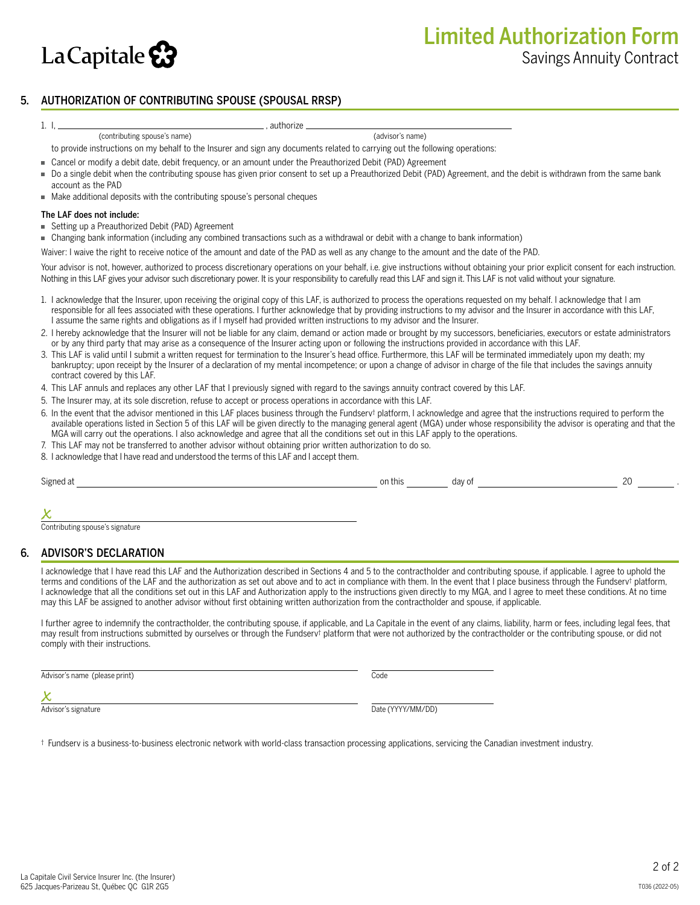# Limited Authorization Form

Savings Annuity Contract

## 5. AUTHORIZATION OF CONTRIBUTING SPOUSE (SPOUSAL RRSP)

1. I, \_\_\_\_\_\_\_\_\_\_\_\_\_\_\_\_\_\_\_\_ (contributing spouse's name), authorize \_\_\_\_\_\_\_\_\_\_\_\_\_\_\_\_\_\_\_\_ (advisor's name) to provide instructions on my behalf to the Insurer and sign any documents related to carrying out the following operations:

- Cancel or modify a debit date, debit frequency, or an amount under the Preauthorized Debit (PAD) Agreement
- Do a single debit when the contributing spouse has given prior consent to set up a Preauthorized Debit (PAD) Agreement, and the debit is withdrawn from the same bank account as the PAD
- Make additional deposits with the contributing spouse's personal cheques

**The LAF does not include:**

- Setting up a Preauthorized Debit (PAD) Agreement
- Changing bank information (including any combined transactions such as a withdrawal or debit with a change to bank information)

Waiver: I waive the right to receive notice of the amount and date of the PAD as well as any change to the amount and the date of the PAD.

Your advisor is not, however, authorized to process discretionary operations on your behalf, i.e. give instructions without obtaining your prior explicit consent for each instruction. Nothing in this LAF gives your advisor such discretionary power. It is your responsibility to carefully read this LAF and sign it. This LAF is not valid without your signature.

1. I acknowledge that the Insurer, upon receiving the original copy of this LAF, is authorized to process the operations requested on my behalf. I acknowledge that I am responsible for all fees associated with these operations. I further acknowledge that by providing instructions to my advisor and the Insurer in accordance with this LAF, I assume the same rights and obligations as if I myself had provided written instructions to my advisor and the Insurer.
2. I hereby acknowledge that the Insurer will not be liable for any claim, demand or action made or brought by my successors, beneficiaries, executors or estate administrators or by any third party that may arise as a consequence of the Insurer acting upon or following the instructions provided in accordance with this LAF.
3. This LAF is valid until I submit a written request for termination to the Insurer's head office. Furthermore, this LAF will be terminated immediately upon my death; my bankruptcy; upon receipt by the Insurer of a declaration of my mental incompetence; or upon a change of advisor in charge of the file that includes the savings annuity contract covered by this LAF.
4. This LAF annuls and replaces any other LAF that I previously signed with regard to the savings annuity contract covered by this LAF.
5. The Insurer may, at its sole discretion, refuse to accept or process operations in accordance with this LAF.
6. In the event that the advisor mentioned in this LAF places business through the Fundserv† platform, I acknowledge and agree that the instructions required to perform the available operations listed in Section 5 of this LAF will be given directly to the managing general agent (MGA) under whose responsibility the advisor is operating and that the MGA will carry out the operations. I also acknowledge and agree that all the conditions set out in this LAF apply to the operations.
7. This LAF may not be transferred to another advisor without obtaining prior written authorization to do so.
8. I acknowledge that I have read and understood the terms of this LAF and I accept them.

Signed at \_\_\_\_\_\_\_\_\_\_\_\_\_\_\_\_\_\_\_\_ on this \_\_\_\_\_\_ day of \_\_\_\_\_\_\_\_\_\_\_\_ 20 \_\_\_\_\_\_ .

X \_\_\_\_\_\_\_\_\_\_\_\_\_\_\_\_\_\_\_\_
Contributing spouse's signature

## 6. ADVISOR'S DECLARATION

I acknowledge that I have read this LAF and the Authorization described in Sections 4 and 5 to the contractholder and contributing spouse, if applicable. I agree to uphold the terms and conditions of the LAF and the authorization as set out above and to act in compliance with them. In the event that I place business through the Fundserv† platform, I acknowledge that all the conditions set out in this LAF and Authorization apply to the instructions given directly to my MGA, and I agree to meet these conditions. At no time may this LAF be assigned to another advisor without first obtaining written authorization from the contractholder and spouse, if applicable.

I further agree to indemnify the contractholder, the contributing spouse, if applicable, and La Capitale in the event of any claims, liability, harm or fees, including legal fees, that may result from instructions submitted by ourselves or through the Fundserv† platform that were not authorized by the contractholder or the contributing spouse, or did not comply with their instructions.

\_\_\_\_\_\_\_\_\_\_\_\_\_\_\_\_\_\_\_\_
Advisor's name (please print)

\_\_\_\_\_\_\_\_\_\_\_\_
Code

X \_\_\_\_\_\_\_\_\_\_\_\_\_\_\_\_\_\_\_\_
Advisor's signature

\_\_\_\_\_\_\_\_\_\_\_\_
Date (YYYY/MM/DD)

† Fundserv is a business-to-business electronic network with world-class transaction processing applications, servicing the Canadian investment industry.

La Capitale Civil Service Insurer Inc. (the Insurer)
625 Jacques-Parizeau St, Québec QC G1R 2G5

T036 (2022-05)